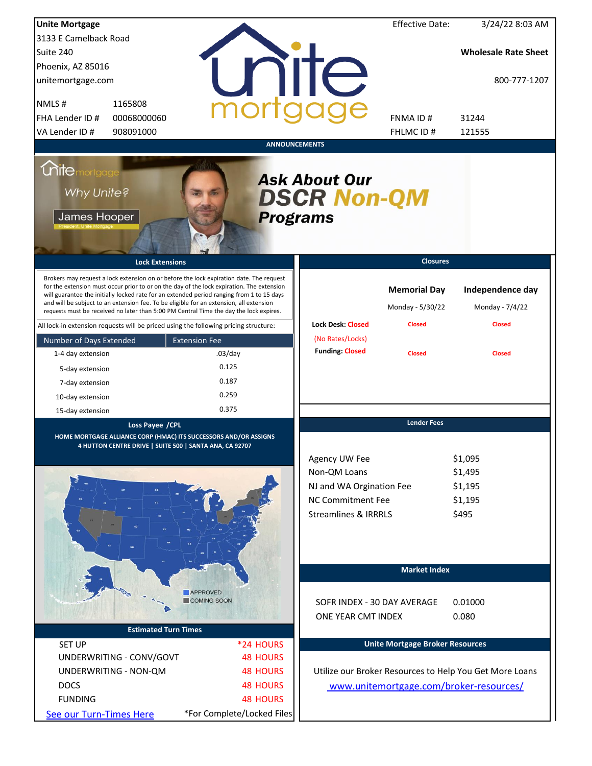**Unite Mortgage**
3133 E Camelback Road
Suite 240
Phoenix, AZ 85016
unitemortgage.com

Effective Date: 3/24/22 8:03 AM

**Wholesale Rate Sheet**

800-777-1207

| | |
|---|---|
| NMLS # | 1165808 |
| FHA Lender ID # | 00068000060 |
| VA Lender ID # | 908091000 |
| FNMA ID # | 31244 |
| FHLMC ID # | 121555 |

## ANNOUNCEMENTS

Why Unite?

James Hooper
President, Unite Mortgage

***Ask About Our DSCR Non-QM Programs***

## Lock Extensions

Brokers may request a lock extension on or before the lock expiration date. The request for the extension must occur prior to or on the day of the lock expiration. The extension will guarantee the initially locked rate for an extended period ranging from 1 to 15 days and will be subject to an extension fee. To be eligible for an extension, all extension requests must be received no later than 5:00 PM Central Time the day the lock expires.

All lock-in extension requests will be priced using the following pricing structure:

| Number of Days Extended | Extension Fee |
|---|---|
| 1-4 day extension | .03/day |
| 5-day extension | 0.125 |
| 7-day extension | 0.187 |
| 10-day extension | 0.259 |
| 15-day extension | 0.375 |

## Closures

| | Memorial Day | Independence day |
|---|---|---|
| | Monday - 5/30/22 | Monday - 7/4/22 |
| Lock Desk: Closed (No Rates/Locks) | Closed | Closed |
| Funding: Closed | Closed | Closed |

## Loss Payee /CPL

HOME MORTGAGE ALLIANCE CORP (HMAC) ITS SUCCESSORS AND/OR ASSIGNS
4 HUTTON CENTRE DRIVE | SUITE 500 | SANTA ANA, CA 92707

APPROVED
COMING SOON

## Lender Fees

| | |
|---|---|
| Agency UW Fee | $1,095 |
| Non-QM Loans | $1,495 |
| NJ and WA Orgination Fee | $1,195 |
| NC Commitment Fee | $1,195 |
| Streamlines & IRRRLS | $495 |

## Market Index

| | |
|---|---|
| SOFR INDEX - 30 DAY AVERAGE | 0.01000 |
| ONE YEAR CMT INDEX | 0.080 |

## Estimated Turn Times

| | |
|---|---|
| SET UP | *24 HOURS |
| UNDERWRITING - CONV/GOVT | 48 HOURS |
| UNDERWRITING - NON-QM | 48 HOURS |
| DOCS | 48 HOURS |
| FUNDING | 48 HOURS |

See our Turn-Times Here

*For Complete/Locked Files

## Unite Mortgage Broker Resources

Utilize our Broker Resources to Help You Get More Loans

www.unitemortgage.com/broker-resources/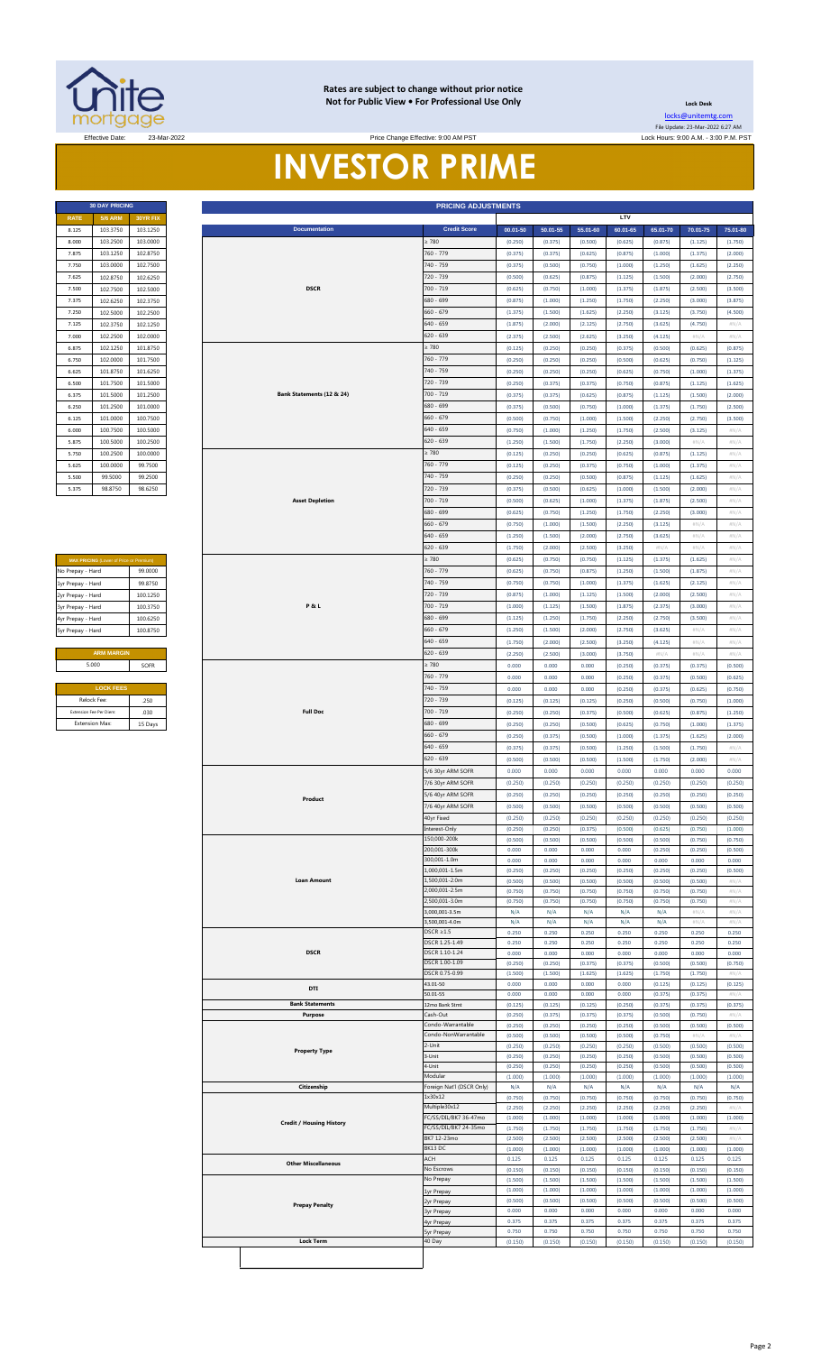**Rates are subject to change without prior notice**
**Not for Public View • For Professional Use Only**

**Lock Desk**
locks@unitemtg.com
File Update: 23-Mar-2022 6:27 AM

Effective Date: 23-Mar-2022 | Price Change Effective: 9:00 AM PST | Lock Hours: 9:00 A.M. - 3:00 P.M. PST

# INVESTOR PRIME

| 30 DAY PRICING | | |
|---|---|---|
| RATE | 5/6 ARM | 30YR FIX |
| 8.125 | 103.3750 | 103.1250 |
| 8.000 | 103.2500 | 103.0000 |
| 7.875 | 103.1250 | 102.8750 |
| 7.750 | 103.0000 | 102.7500 |
| 7.625 | 102.8750 | 102.6250 |
| 7.500 | 102.7500 | 102.5000 |
| 7.375 | 102.6250 | 102.3750 |
| 7.250 | 102.5000 | 102.2500 |
| 7.125 | 102.3750 | 102.1250 |
| 7.000 | 102.2500 | 102.0000 |
| 6.875 | 102.1250 | 101.8750 |
| 6.750 | 102.0000 | 101.7500 |
| 6.625 | 101.8750 | 101.6250 |
| 6.500 | 101.7500 | 101.5000 |
| 6.375 | 101.5000 | 101.2500 |
| 6.250 | 101.2500 | 101.0000 |
| 6.125 | 101.0000 | 100.7500 |
| 6.000 | 100.7500 | 100.5000 |
| 5.875 | 100.5000 | 100.2500 |
| 5.750 | 100.2500 | 100.0000 |
| 5.625 | 100.0000 | 99.7500 |
| 5.500 | 99.5000 | 99.2500 |
| 5.375 | 98.8750 | 98.6250 |

| MAX PRICING (Lower of Price or Premium) | |
|---|---|
| No Prepay - Hard | 99.0000 |
| 1yr Prepay - Hard | 99.8750 |
| 2yr Prepay - Hard | 100.1250 |
| 3yr Prepay - Hard | 100.3750 |
| 4yr Prepay - Hard | 100.6250 |
| 5yr Prepay - Hard | 100.8750 |

| ARM MARGIN | |
|---|---|
| 5.000 | SOFR |

| LOCK FEES | |
|---|---|
| Relock Fee: | .250 |
| Extension Fee Per Diem: | .030 |
| Extension Max: | 15 Days |

## PRICING ADJUSTMENTS

| Documentation | Credit Score | LTV 00.01-50 | 50.01-55 | 55.01-60 | 60.01-65 | 65.01-70 | 70.01-75 | 75.01-80 |
|---|---|---|---|---|---|---|---|---|
| DSCR | ≥ 780 | (0.250) | (0.375) | (0.500) | (0.625) | (0.875) | (1.125) | (1.750) |
| | 760 - 779 | (0.375) | (0.375) | (0.625) | (0.875) | (1.000) | (1.375) | (2.000) |
| | 740 - 759 | (0.375) | (0.500) | (0.750) | (1.000) | (1.250) | (1.625) | (2.250) |
| | 720 - 739 | (0.500) | (0.625) | (0.875) | (1.125) | (1.500) | (2.000) | (2.750) |
| | 700 - 719 | (0.625) | (0.750) | (1.000) | (1.375) | (1.875) | (2.500) | (3.500) |
| | 680 - 699 | (0.875) | (1.000) | (1.250) | (1.750) | (2.250) | (3.000) | (3.875) |
| | 660 - 679 | (1.375) | (1.500) | (1.625) | (2.250) | (3.125) | (3.750) | (4.500) |
| | 640 - 659 | (1.875) | (2.000) | (2.125) | (2.750) | (3.625) | (4.750) | #N/A |
| | 620 - 639 | (2.375) | (2.500) | (2.625) | (3.250) | (4.125) | #N/A | #N/A |
| Bank Statements (12 & 24) | ≥ 780 | (0.125) | (0.250) | (0.250) | (0.375) | (0.500) | (0.625) | (0.875) |
| | 760 - 779 | (0.250) | (0.250) | (0.250) | (0.500) | (0.625) | (0.750) | (1.125) |
| | 740 - 759 | (0.250) | (0.250) | (0.250) | (0.625) | (0.750) | (1.000) | (1.375) |
| | 720 - 739 | (0.250) | (0.375) | (0.375) | (0.750) | (0.875) | (1.125) | (1.625) |
| | 700 - 719 | (0.375) | (0.375) | (0.625) | (0.875) | (1.125) | (1.500) | (2.000) |
| | 680 - 699 | (0.375) | (0.500) | (0.750) | (1.000) | (1.375) | (1.750) | (2.500) |
| | 660 - 679 | (0.500) | (0.750) | (1.000) | (1.500) | (2.250) | (2.750) | (3.500) |
| | 640 - 659 | (0.750) | (1.000) | (1.250) | (1.750) | (2.500) | (3.125) | #N/A |
| | 620 - 639 | (1.250) | (1.500) | (1.750) | (2.250) | (3.000) | #N/A | #N/A |
| Asset Depletion | ≥ 780 | (0.125) | (0.250) | (0.250) | (0.625) | (0.875) | (1.125) | #N/A |
| | 760 - 779 | (0.125) | (0.250) | (0.375) | (0.750) | (1.000) | (1.375) | #N/A |
| | 740 - 759 | (0.250) | (0.250) | (0.500) | (0.875) | (1.125) | (1.625) | #N/A |
| | 720 - 739 | (0.375) | (0.500) | (0.625) | (1.000) | (1.500) | (2.000) | #N/A |
| | 700 - 719 | (0.500) | (0.625) | (1.000) | (1.375) | (1.875) | (2.500) | #N/A |
| | 680 - 699 | (0.625) | (0.750) | (1.250) | (1.750) | (2.250) | (3.000) | #N/A |
| | 660 - 679 | (0.750) | (1.000) | (1.500) | (2.250) | (3.125) | #N/A | #N/A |
| | 640 - 659 | (1.250) | (1.500) | (2.000) | (2.750) | (3.625) | #N/A | #N/A |
| | 620 - 639 | (1.750) | (2.000) | (2.500) | (3.250) | #N/A | #N/A | #N/A |
| P & L | ≥ 780 | (0.625) | (0.750) | (0.750) | (1.125) | (1.375) | (1.625) | #N/A |
| | 760 - 779 | (0.625) | (0.750) | (0.875) | (1.250) | (1.500) | (1.875) | #N/A |
| | 740 - 759 | (0.750) | (0.750) | (1.000) | (1.375) | (1.625) | (2.125) | #N/A |
| | 720 - 739 | (0.875) | (1.000) | (1.125) | (1.500) | (2.000) | (2.500) | #N/A |
| | 700 - 719 | (1.000) | (1.125) | (1.500) | (1.875) | (2.375) | (3.000) | #N/A |
| | 680 - 699 | (1.125) | (1.250) | (1.750) | (2.250) | (2.750) | (3.500) | #N/A |
| | 660 - 679 | (1.250) | (1.500) | (2.000) | (2.750) | (3.625) | #N/A | #N/A |
| | 640 - 659 | (1.750) | (2.000) | (2.500) | (3.250) | (4.125) | #N/A | #N/A |
| | 620 - 639 | (2.250) | (2.500) | (3.000) | (3.750) | #N/A | #N/A | #N/A |
| Full Doc | ≥ 780 | 0.000 | 0.000 | 0.000 | (0.250) | (0.375) | (0.375) | (0.500) |
| | 760 - 779 | 0.000 | 0.000 | 0.000 | (0.250) | (0.375) | (0.500) | (0.625) |
| | 740 - 759 | 0.000 | 0.000 | 0.000 | (0.250) | (0.375) | (0.625) | (0.750) |
| | 720 - 739 | (0.125) | (0.125) | (0.125) | (0.250) | (0.500) | (0.750) | (1.000) |
| | 700 - 719 | (0.250) | (0.250) | (0.375) | (0.500) | (0.625) | (0.875) | (1.250) |
| | 680 - 699 | (0.250) | (0.250) | (0.500) | (0.625) | (0.750) | (1.000) | (1.375) |
| | 660 - 679 | (0.250) | (0.375) | (0.500) | (1.000) | (1.375) | (1.625) | (2.000) |
| | 640 - 659 | (0.375) | (0.375) | (0.500) | (1.250) | (1.500) | (1.750) | #N/A |
| | 620 - 639 | (0.500) | (0.500) | (0.500) | (1.500) | (1.750) | (2.000) | #N/A |
| Product | 5/6 30yr ARM SOFR | 0.000 | 0.000 | 0.000 | 0.000 | 0.000 | 0.000 | 0.000 |
| | 7/6 30yr ARM SOFR | (0.250) | (0.250) | (0.250) | (0.250) | (0.250) | (0.250) | (0.250) |
| | 5/6 40yr ARM SOFR | (0.250) | (0.250) | (0.250) | (0.250) | (0.250) | (0.250) | (0.250) |
| | 7/6 40yr ARM SOFR | (0.500) | (0.500) | (0.500) | (0.500) | (0.500) | (0.500) | (0.500) |
| | 40yr Fixed | (0.250) | (0.250) | (0.250) | (0.250) | (0.250) | (0.250) | (0.250) |
| | Interest-Only | (0.250) | (0.250) | (0.375) | (0.500) | (0.625) | (0.750) | (1.000) |
| Loan Amount | 150,000-200k | (0.500) | (0.500) | (0.500) | (0.500) | (0.500) | (0.750) | (0.750) |
| | 200,001-300k | 0.000 | 0.000 | 0.000 | 0.000 | (0.250) | (0.250) | (0.500) |
| | 300,001-1.0m | 0.000 | 0.000 | 0.000 | 0.000 | 0.000 | 0.000 | 0.000 |
| | 1,000,001-1.5m | (0.250) | (0.250) | (0.250) | (0.250) | (0.250) | (0.250) | (0.500) |
| | 1,500,001-2.0m | (0.500) | (0.500) | (0.500) | (0.500) | (0.500) | (0.500) | #N/A |
| | 2,000,001-2.5m | (0.750) | (0.750) | (0.750) | (0.750) | (0.750) | (0.750) | #N/A |
| | 2,500,001-3.0m | (0.750) | (0.750) | (0.750) | (0.750) | (0.750) | (0.750) | #N/A |
| | 3,000,001-3.5m | N/A | N/A | N/A | N/A | N/A | #N/A | #N/A |
| | 3,500,001-4.0m | N/A | N/A | N/A | N/A | N/A | #N/A | #N/A |
| DSCR | DSCR ≥1.5 | 0.250 | 0.250 | 0.250 | 0.250 | 0.250 | 0.250 | 0.250 |
| | DSCR 1.25-1.49 | 0.250 | 0.250 | 0.250 | 0.250 | 0.250 | 0.250 | 0.250 |
| | DSCR 1.10-1.24 | 0.000 | 0.000 | 0.000 | 0.000 | 0.000 | 0.000 | 0.000 |
| | DSCR 1.00-1.09 | (0.250) | (0.250) | (0.375) | (0.375) | (0.500) | (0.500) | (0.750) |
| | DSCR 0.75-0.99 | (1.500) | (1.500) | (1.625) | (1.625) | (1.750) | (1.750) | #N/A |
| DTI | 43.01-50 | 0.000 | 0.000 | 0.000 | 0.000 | (0.125) | (0.125) | (0.125) |
| | 50.01-55 | 0.000 | 0.000 | 0.000 | 0.000 | (0.375) | (0.375) | #N/A |
| Bank Statements | 12mo Bank Stmt | (0.125) | (0.125) | (0.125) | (0.250) | (0.375) | (0.375) | (0.375) |
| Purpose | Cash-Out | (0.250) | (0.375) | (0.375) | (0.375) | (0.500) | (0.750) | #N/A |
| Property Type | Condo-Warrantable | (0.250) | (0.250) | (0.250) | (0.250) | (0.500) | (0.500) | (0.500) |
| | Condo-NonWarrantable | (0.500) | (0.500) | (0.500) | (0.500) | (0.750) | #N/A | #N/A |
| | 2-Unit | (0.250) | (0.250) | (0.250) | (0.250) | (0.500) | (0.500) | (0.500) |
| | 3-Unit | (0.250) | (0.250) | (0.250) | (0.250) | (0.500) | (0.500) | (0.500) |
| | 4-Unit | (0.250) | (0.250) | (0.250) | (0.250) | (0.500) | (0.500) | (0.500) |
| | Modular | (1.000) | (1.000) | (1.000) | (1.000) | (1.000) | (1.000) | (1.000) |
| Citizenship | Foreign Nat'l (DSCR Only) | N/A | N/A | N/A | N/A | N/A | N/A | N/A |
| Credit / Housing History | 1x30x12 | (0.750) | (0.750) | (0.750) | (0.750) | (0.750) | (0.750) | (0.750) |
| | Multiple30x12 | (2.250) | (2.250) | (2.250) | (2.250) | (2.250) | (2.250) | #N/A |
| | FC/SS/DIL/BK7 36-47mo | (1.000) | (1.000) | (1.000) | (1.000) | (1.000) | (1.000) | (1.000) |
| | FC/SS/DIL/BK7 24-35mo | (1.750) | (1.750) | (1.750) | (1.750) | (1.750) | (1.750) | #N/A |
| | BK7 12-23mo | (2.500) | (2.500) | (2.500) | (2.500) | (2.500) | (2.500) | #N/A |
| | BK13 DC | (1.000) | (1.000) | (1.000) | (1.000) | (1.000) | (1.000) | (1.000) |
| Other Miscellaneous | ACH | 0.125 | 0.125 | 0.125 | 0.125 | 0.125 | 0.125 | 0.125 |
| | No Escrows | (0.150) | (0.150) | (0.150) | (0.150) | (0.150) | (0.150) | (0.150) |
| Prepay Penalty | No Prepay | (1.500) | (1.500) | (1.500) | (1.500) | (1.500) | (1.500) | (1.500) |
| | 1yr Prepay | (1.000) | (1.000) | (1.000) | (1.000) | (1.000) | (1.000) | (1.000) |
| | 2yr Prepay | (0.500) | (0.500) | (0.500) | (0.500) | (0.500) | (0.500) | (0.500) |
| | 3yr Prepay | 0.000 | 0.000 | 0.000 | 0.000 | 0.000 | 0.000 | 0.000 |
| | 4yr Prepay | 0.375 | 0.375 | 0.375 | 0.375 | 0.375 | 0.375 | 0.375 |
| | 5yr Prepay | 0.750 | 0.750 | 0.750 | 0.750 | 0.750 | 0.750 | 0.750 |
| Lock Term | 40 Day | (0.150) | (0.150) | (0.150) | (0.150) | (0.150) | (0.150) | (0.150) |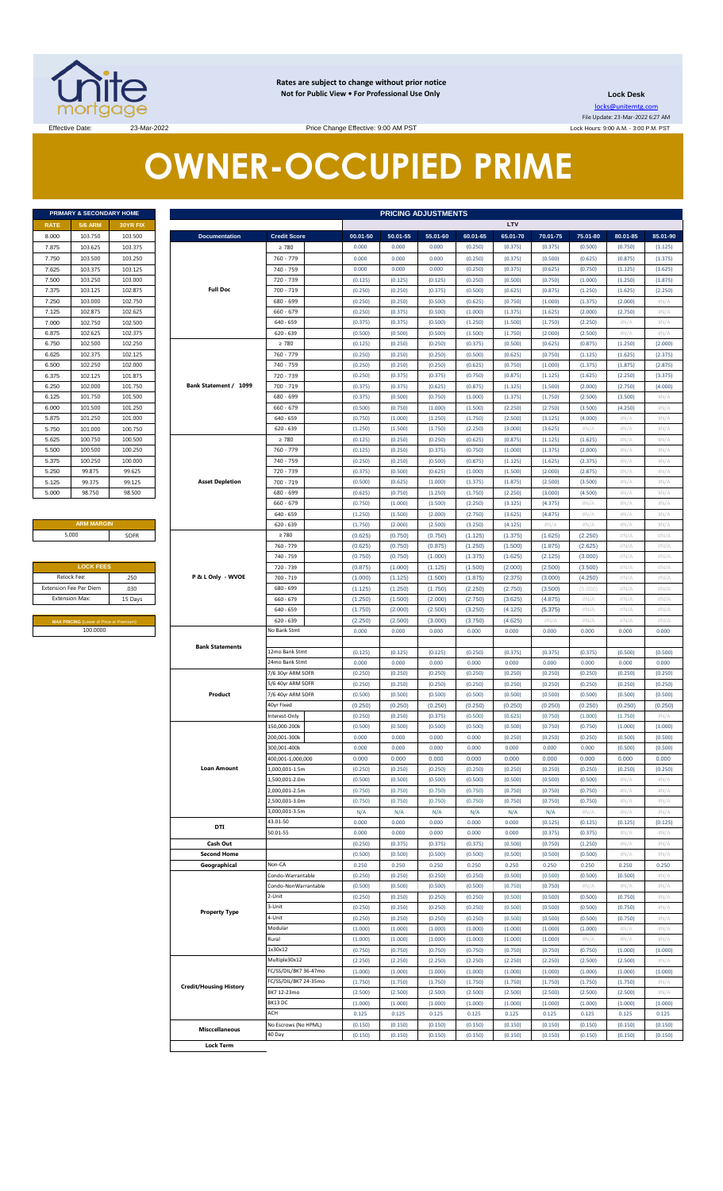**Rates are subject to change without prior notice**
**Not for Public View • For Professional Use Only**

**Lock Desk**
locks@unitemtg.com
File Update: 23-Mar-2022 6:27 AM
Lock Hours: 9:00 A.M. - 3:00 P.M. PST

Effective Date: 23-Mar-2022 | Price Change Effective: 9:00 AM PST

# OWNER-OCCUPIED PRIME

| PRIMARY & SECONDARY HOME | | |
|---|---|---|
| RATE | 5/6 ARM | 30YR FIX |
| 8.000 | 103.750 | 103.500 |
| 7.875 | 103.625 | 103.375 |
| 7.750 | 103.500 | 103.250 |
| 7.625 | 103.375 | 103.125 |
| 7.500 | 103.250 | 103.000 |
| 7.375 | 103.125 | 102.875 |
| 7.250 | 103.000 | 102.750 |
| 7.125 | 102.875 | 102.625 |
| 7.000 | 102.750 | 102.500 |
| 6.875 | 102.625 | 102.375 |
| 6.750 | 102.500 | 102.250 |
| 6.625 | 102.375 | 102.125 |
| 6.500 | 102.250 | 102.000 |
| 6.375 | 102.125 | 101.875 |
| 6.250 | 102.000 | 101.750 |
| 6.125 | 101.750 | 101.500 |
| 6.000 | 101.500 | 101.250 |
| 5.875 | 101.250 | 101.000 |
| 5.750 | 101.000 | 100.750 |
| 5.625 | 100.750 | 100.500 |
| 5.500 | 100.500 | 100.250 |
| 5.375 | 100.250 | 100.000 |
| 5.250 | 99.875 | 99.625 |
| 5.125 | 99.375 | 99.125 |
| 5.000 | 98.750 | 98.500 |

| ARM MARGIN | |
|---|---|
| 5.000 | SOFR |

| LOCK FEES | |
|---|---|
| Relock Fee: | .250 |
| Extension Fee Per Diem | .030 |
| Extension Max: | 15 Days |

| MAX PRICING (Lower of Price or Premium) |
|---|
| 100.0000 |

| PRICING ADJUSTMENTS | | | | | | | | | | |
|---|---|---|---|---|---|---|---|---|---|---|
| | | LTV | | | | | | | | |
| Documentation | Credit Score | 00.01-50 | 50.01-55 | 55.01-60 | 60.01-65 | 65.01-70 | 70.01-75 | 75.01-80 | 80.01-85 | 85.01-90 |
| Full Doc | ≥ 780 | 0.000 | 0.000 | 0.000 | (0.250) | (0.375) | (0.375) | (0.500) | (0.750) | (1.125) |
| | 760 - 779 | 0.000 | 0.000 | 0.000 | (0.250) | (0.375) | (0.500) | (0.625) | (0.875) | (1.375) |
| | 740 - 759 | 0.000 | 0.000 | 0.000 | (0.250) | (0.375) | (0.625) | (0.750) | (1.125) | (1.625) |
| | 720 - 739 | (0.125) | (0.125) | (0.125) | (0.250) | (0.500) | (0.750) | (1.000) | (1.250) | (1.875) |
| | 700 - 719 | (0.250) | (0.250) | (0.375) | (0.500) | (0.625) | (0.875) | (1.250) | (1.625) | (2.250) |
| | 680 - 699 | (0.250) | (0.250) | (0.500) | (0.625) | (0.750) | (1.000) | (1.375) | (2.000) | #N/A |
| | 660 - 679 | (0.250) | (0.375) | (0.500) | (1.000) | (1.375) | (1.625) | (2.000) | (2.750) | #N/A |
| | 640 - 659 | (0.375) | (0.375) | (0.500) | (1.250) | (1.500) | (1.750) | (2.250) | #N/A | #N/A |
| | 620 - 639 | (0.500) | (0.500) | (0.500) | (1.500) | (1.750) | (2.000) | (2.500) | #N/A | #N/A |
| Bank Statement / 1099 | ≥ 780 | (0.125) | (0.250) | (0.250) | (0.375) | (0.500) | (0.625) | (0.875) | (1.250) | (2.000) |
| | 760 - 779 | (0.250) | (0.250) | (0.250) | (0.500) | (0.625) | (0.750) | (1.125) | (1.625) | (2.375) |
| | 740 - 759 | (0.250) | (0.250) | (0.250) | (0.625) | (0.750) | (1.000) | (1.375) | (1.875) | (2.875) |
| | 720 - 739 | (0.250) | (0.375) | (0.375) | (0.750) | (0.875) | (1.125) | (1.625) | (2.250) | (3.375) |
| | 700 - 719 | (0.375) | (0.375) | (0.625) | (0.875) | (1.125) | (1.500) | (2.000) | (2.750) | (4.000) |
| | 680 - 699 | (0.375) | (0.500) | (0.750) | (1.000) | (1.375) | (1.750) | (2.500) | (3.500) | #N/A |
| | 660 - 679 | (0.500) | (0.750) | (1.000) | (1.500) | (2.250) | (2.750) | (3.500) | (4.250) | #N/A |
| | 640 - 659 | (0.750) | (1.000) | (1.250) | (1.750) | (2.500) | (3.125) | (4.000) | #N/A | #N/A |
| | 620 - 639 | (1.250) | (1.500) | (1.750) | (2.250) | (3.000) | (3.625) | #N/A | #N/A | #N/A |
| Asset Depletion | ≥ 780 | (0.125) | (0.250) | (0.250) | (0.625) | (0.875) | (1.125) | (1.625) | #N/A | #N/A |
| | 760 - 779 | (0.125) | (0.250) | (0.375) | (0.750) | (1.000) | (1.375) | (2.000) | #N/A | #N/A |
| | 740 - 759 | (0.250) | (0.250) | (0.500) | (0.875) | (1.125) | (1.625) | (2.375) | #N/A | #N/A |
| | 720 - 739 | (0.375) | (0.500) | (0.625) | (1.000) | (1.500) | (2.000) | (2.875) | #N/A | #N/A |
| | 700 - 719 | (0.500) | (0.625) | (1.000) | (1.375) | (1.875) | (2.500) | (3.500) | #N/A | #N/A |
| | 680 - 699 | (0.625) | (0.750) | (1.250) | (1.750) | (2.250) | (3.000) | (4.500) | #N/A | #N/A |
| | 660 - 679 | (0.750) | (1.000) | (1.500) | (2.250) | (3.125) | (4.375) | #N/A | #N/A | #N/A |
| | 640 - 659 | (1.250) | (1.500) | (2.000) | (2.750) | (3.625) | (4.875) | #N/A | #N/A | #N/A |
| | 620 - 639 | (1.750) | (2.000) | (2.500) | (3.250) | (4.125) | #N/A | #N/A | #N/A | #N/A |
| P & L Only - WVOE | ≥ 780 | (0.625) | (0.750) | (0.750) | (1.125) | (1.375) | (1.625) | (2.250) | #N/A | #N/A |
| | 760 - 779 | (0.625) | (0.750) | (0.875) | (1.250) | (1.500) | (1.875) | (2.625) | #N/A | #N/A |
| | 740 - 759 | (0.750) | (0.750) | (1.000) | (1.375) | (1.625) | (2.125) | (3.000) | #N/A | #N/A |
| | 720 - 739 | (0.875) | (1.000) | (1.125) | (1.500) | (2.000) | (2.500) | (3.500) | #N/A | #N/A |
| | 700 - 719 | (1.000) | (1.125) | (1.500) | (1.875) | (2.375) | (3.000) | (4.250) | #N/A | #N/A |
| | 680 - 699 | (1.125) | (1.250) | (1.750) | (2.250) | (2.750) | (3.500) | (5.000) | #N/A | #N/A |
| | 660 - 679 | (1.250) | (1.500) | (2.000) | (2.750) | (3.625) | (4.875) | #N/A | #N/A | #N/A |
| | 640 - 659 | (1.750) | (2.000) | (2.500) | (3.250) | (4.125) | (5.375) | #N/A | #N/A | #N/A |
| | 620 - 639 | (2.250) | (2.500) | (3.000) | (3.750) | (4.625) | #N/A | #N/A | #N/A | #N/A |
| Bank Statements | No Bank Stmt | 0.000 | 0.000 | 0.000 | 0.000 | 0.000 | 0.000 | 0.000 | 0.000 | 0.000 |
| | 12mo Bank Stmt | (0.125) | (0.125) | (0.125) | (0.250) | (0.375) | (0.375) | (0.375) | (0.500) | (0.500) |
| | 24mo Bank Stmt | 0.000 | 0.000 | 0.000 | 0.000 | 0.000 | 0.000 | 0.000 | 0.000 | 0.000 |
| Product | 7/6 30yr ARM SOFR | (0.250) | (0.250) | (0.250) | (0.250) | (0.250) | (0.250) | (0.250) | (0.250) | (0.250) |
| | 5/6 40yr ARM SOFR | (0.250) | (0.250) | (0.250) | (0.250) | (0.250) | (0.250) | (0.250) | (0.250) | (0.250) |
| | 7/6 40yr ARM SOFR | (0.500) | (0.500) | (0.500) | (0.500) | (0.500) | (0.500) | (0.500) | (0.500) | (0.500) |
| | 40yr Fixed | (0.250) | (0.250) | (0.250) | (0.250) | (0.250) | (0.250) | (0.250) | (0.250) | (0.250) |
| | Interest-Only | (0.250) | (0.250) | (0.375) | (0.500) | (0.625) | (0.750) | (1.000) | (1.750) | #N/A |
| Loan Amount | 150,000-200k | (0.500) | (0.500) | (0.500) | (0.500) | (0.500) | (0.750) | (0.750) | (1.000) | (1.000) |
| | 200,001-300k | 0.000 | 0.000 | 0.000 | 0.000 | (0.250) | (0.250) | (0.250) | (0.500) | (0.500) |
| | 300,001-400k | 0.000 | 0.000 | 0.000 | 0.000 | 0.000 | 0.000 | 0.000 | (0.500) | (0.500) |
| | 400,001-1,000,000 | 0.000 | 0.000 | 0.000 | 0.000 | 0.000 | 0.000 | 0.000 | 0.000 | 0.000 |
| | 1,000,001-1.5m | (0.250) | (0.250) | (0.250) | (0.250) | (0.250) | (0.250) | (0.250) | (0.250) | (0.250) |
| | 1,500,001-2.0m | (0.500) | (0.500) | (0.500) | (0.500) | (0.500) | (0.500) | (0.500) | #N/A | #N/A |
| | 2,000,001-2.5m | (0.750) | (0.750) | (0.750) | (0.750) | (0.750) | (0.750) | (0.750) | #N/A | #N/A |
| | 2,500,001-3.0m | (0.750) | (0.750) | (0.750) | (0.750) | (0.750) | (0.750) | (0.750) | #N/A | #N/A |
| | 3,000,001-3.5m | N/A | N/A | N/A | N/A | N/A | N/A | #N/A | #N/A | #N/A |
| DTI | 43.01-50 | 0.000 | 0.000 | 0.000 | 0.000 | 0.000 | (0.125) | (0.125) | (0.125) | (0.125) |
| | 50.01-55 | 0.000 | 0.000 | 0.000 | 0.000 | 0.000 | (0.375) | (0.375) | #N/A | #N/A |
| Cash Out | | (0.250) | (0.375) | (0.375) | (0.375) | (0.500) | (0.750) | (1.250) | #N/A | #N/A |
| Second Home | | (0.500) | (0.500) | (0.500) | (0.500) | (0.500) | (0.500) | (0.500) | #N/A | #N/A |
| Geographical | Non-CA | 0.250 | 0.250 | 0.250 | 0.250 | 0.250 | 0.250 | 0.250 | 0.250 | 0.250 |
| Property Type | Condo-Warrantable | (0.250) | (0.250) | (0.250) | (0.250) | (0.500) | (0.500) | (0.500) | (0.500) | #N/A |
| | Condo-NonWarrantable | (0.500) | (0.500) | (0.500) | (0.500) | (0.750) | (0.750) | #N/A | #N/A | #N/A |
| | 2-Unit | (0.250) | (0.250) | (0.250) | (0.250) | (0.500) | (0.500) | (0.500) | (0.750) | #N/A |
| | 3-Unit | (0.250) | (0.250) | (0.250) | (0.250) | (0.500) | (0.500) | (0.500) | (0.750) | #N/A |
| | 4-Unit | (0.250) | (0.250) | (0.250) | (0.250) | (0.500) | (0.500) | (0.500) | (0.750) | #N/A |
| | Modular | (1.000) | (1.000) | (1.000) | (1.000) | (1.000) | (1.000) | (1.000) | #N/A | #N/A |
| | Rural | (1.000) | (1.000) | (1.000) | (1.000) | (1.000) | (1.000) | #N/A | #N/A | #N/A |
| Credit/Housing History | 1x30x12 | (0.750) | (0.750) | (0.750) | (0.750) | (0.750) | (0.750) | (0.750) | (1.000) | (1.000) |
| | Multiple30x12 | (2.250) | (2.250) | (2.250) | (2.250) | (2.250) | (2.250) | (2.500) | (2.500) | #N/A |
| | FC/SS/DIL/BK7 36-47mo | (1.000) | (1.000) | (1.000) | (1.000) | (1.000) | (1.000) | (1.000) | (1.000) | (1.000) |
| | FC/SS/DIL/BK7 24-35mo | (1.750) | (1.750) | (1.750) | (1.750) | (1.750) | (1.750) | (1.750) | (1.750) | #N/A |
| | BK7 12-23mo | (2.500) | (2.500) | (2.500) | (2.500) | (2.500) | (2.500) | (2.500) | (2.500) | #N/A |
| | BK13 DC | (1.000) | (1.000) | (1.000) | (1.000) | (1.000) | (1.000) | (1.000) | (1.000) | (1.000) |
| Misccellaneous | ACH | 0.125 | 0.125 | 0.125 | 0.125 | 0.125 | 0.125 | 0.125 | 0.125 | 0.125 |
| | No Escrows (No HPML) | (0.150) | (0.150) | (0.150) | (0.150) | (0.150) | (0.150) | (0.150) | (0.150) | (0.150) |
| Lock Term | 40 Day | (0.150) | (0.150) | (0.150) | (0.150) | (0.150) | (0.150) | (0.150) | (0.150) | (0.150) |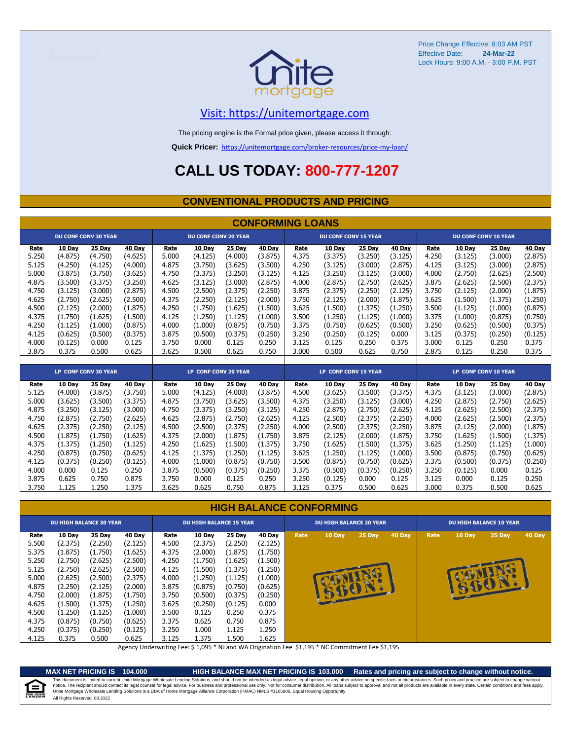Price Change Effective: 8:03 AM PST
Effective Date: **24-Mar-22**
Lock Hours: 9:00 A.M. - 3:00 P.M. PST

[Visit: https://unitemortgage.com](https://unitemortgage.com)

The pricing engine is the Formal price given, please access it through:

**Quick Pricer:** [https://unitemortgage.com/broker-resources/price-my-loan/](https://unitemortgage.com/broker-resources/price-my-loan/)

# CALL US TODAY: 800-777-1207

## CONVENTIONAL PRODUCTS AND PRICING

### CONFORMING LOANS

| DU CONF CONV 30 YEAR | | | | DU CONF CONV 20 YEAR | | | | DU CONF CONV 15 YEAR | | | | DU CONF CONV 10 YEAR | | | |
|---|---|---|---|---|---|---|---|---|---|---|---|---|---|---|---|
| Rate | 10 Day | 25 Day | 40 Day | Rate | 10 Day | 25 Day | 40 Day | Rate | 10 Day | 25 Day | 40 Day | Rate | 10 Day | 25 Day | 40 Day |
| 5.250 | (4.875) | (4.750) | (4.625) | 5.000 | (4.125) | (4.000) | (3.875) | 4.375 | (3.375) | (3.250) | (3.125) | 4.250 | (3.125) | (3.000) | (2.875) |
| 5.125 | (4.250) | (4.125) | (4.000) | 4.875 | (3.750) | (3.625) | (3.500) | 4.250 | (3.125) | (3.000) | (2.875) | 4.125 | (3.125) | (3.000) | (2.875) |
| 5.000 | (3.875) | (3.750) | (3.625) | 4.750 | (3.375) | (3.250) | (3.125) | 4.125 | (3.250) | (3.125) | (3.000) | 4.000 | (2.750) | (2.625) | (2.500) |
| 4.875 | (3.500) | (3.375) | (3.250) | 4.625 | (3.125) | (3.000) | (2.875) | 4.000 | (2.875) | (2.750) | (2.625) | 3.875 | (2.625) | (2.500) | (2.375) |
| 4.750 | (3.125) | (3.000) | (2.875) | 4.500 | (2.500) | (2.375) | (2.250) | 3.875 | (2.375) | (2.250) | (2.125) | 3.750 | (2.125) | (2.000) | (1.875) |
| 4.625 | (2.750) | (2.625) | (2.500) | 4.375 | (2.250) | (2.125) | (2.000) | 3.750 | (2.125) | (2.000) | (1.875) | 3.625 | (1.500) | (1.375) | (1.250) |
| 4.500 | (2.125) | (2.000) | (1.875) | 4.250 | (1.750) | (1.625) | (1.500) | 3.625 | (1.500) | (1.375) | (1.250) | 3.500 | (1.125) | (1.000) | (0.875) |
| 4.375 | (1.750) | (1.625) | (1.500) | 4.125 | (1.250) | (1.125) | (1.000) | 3.500 | (1.250) | (1.125) | (1.000) | 3.375 | (1.000) | (0.875) | (0.750) |
| 4.250 | (1.125) | (1.000) | (0.875) | 4.000 | (1.000) | (0.875) | (0.750) | 3.375 | (0.750) | (0.625) | (0.500) | 3.250 | (0.625) | (0.500) | (0.375) |
| 4.125 | (0.625) | (0.500) | (0.375) | 3.875 | (0.500) | (0.375) | (0.250) | 3.250 | (0.250) | (0.125) | 0.000 | 3.125 | (0.375) | (0.250) | (0.125) |
| 4.000 | (0.125) | 0.000 | 0.125 | 3.750 | 0.000 | 0.125 | 0.250 | 3.125 | 0.125 | 0.250 | 0.375 | 3.000 | 0.125 | 0.250 | 0.375 |
| 3.875 | 0.375 | 0.500 | 0.625 | 3.625 | 0.500 | 0.625 | 0.750 | 3.000 | 0.500 | 0.625 | 0.750 | 2.875 | 0.125 | 0.250 | 0.375 |

| LP CONF CONV 30 YEAR | | | | LP CONF CONV 20 YEAR | | | | LP CONF CONV 15 YEAR | | | | LP CONF CONV 10 YEAR | | | |
|---|---|---|---|---|---|---|---|---|---|---|---|---|---|---|---|
| Rate | 10 Day | 25 Day | 40 Day | Rate | 10 Day | 25 Day | 40 Day | Rate | 10 Day | 25 Day | 40 Day | Rate | 10 Day | 25 Day | 40 Day |
| 5.125 | (4.000) | (3.875) | (3.750) | 5.000 | (4.125) | (4.000) | (3.875) | 4.500 | (3.625) | (3.500) | (3.375) | 4.375 | (3.125) | (3.000) | (2.875) |
| 5.000 | (3.625) | (3.500) | (3.375) | 4.875 | (3.750) | (3.625) | (3.500) | 4.375 | (3.250) | (3.125) | (3.000) | 4.250 | (2.875) | (2.750) | (2.625) |
| 4.875 | (3.250) | (3.125) | (3.000) | 4.750 | (3.375) | (3.250) | (3.125) | 4.250 | (2.875) | (2.750) | (2.625) | 4.125 | (2.625) | (2.500) | (2.375) |
| 4.750 | (2.875) | (2.750) | (2.625) | 4.625 | (2.875) | (2.750) | (2.625) | 4.125 | (2.500) | (2.375) | (2.250) | 4.000 | (2.625) | (2.500) | (2.375) |
| 4.625 | (2.375) | (2.250) | (2.125) | 4.500 | (2.500) | (2.375) | (2.250) | 4.000 | (2.500) | (2.375) | (2.250) | 3.875 | (2.125) | (2.000) | (1.875) |
| 4.500 | (1.875) | (1.750) | (1.625) | 4.375 | (2.000) | (1.875) | (1.750) | 3.875 | (2.125) | (2.000) | (1.875) | 3.750 | (1.625) | (1.500) | (1.375) |
| 4.375 | (1.375) | (1.250) | (1.125) | 4.250 | (1.625) | (1.500) | (1.375) | 3.750 | (1.625) | (1.500) | (1.375) | 3.625 | (1.250) | (1.125) | (1.000) |
| 4.250 | (0.875) | (0.750) | (0.625) | 4.125 | (1.375) | (1.250) | (1.125) | 3.625 | (1.250) | (1.125) | (1.000) | 3.500 | (0.875) | (0.750) | (0.625) |
| 4.125 | (0.375) | (0.250) | (0.125) | 4.000 | (1.000) | (0.875) | (0.750) | 3.500 | (0.875) | (0.750) | (0.625) | 3.375 | (0.500) | (0.375) | (0.250) |
| 4.000 | 0.000 | 0.125 | 0.250 | 3.875 | (0.500) | (0.375) | (0.250) | 3.375 | (0.500) | (0.375) | (0.250) | 3.250 | (0.125) | 0.000 | 0.125 |
| 3.875 | 0.625 | 0.750 | 0.875 | 3.750 | 0.000 | 0.125 | 0.250 | 3.250 | (0.125) | 0.000 | 0.125 | 3.125 | 0.000 | 0.125 | 0.250 |
| 3.750 | 1.125 | 1.250 | 1.375 | 3.625 | 0.625 | 0.750 | 0.875 | 3.125 | 0.375 | 0.500 | 0.625 | 3.000 | 0.375 | 0.500 | 0.625 |

### HIGH BALANCE CONFORMING

| DU HIGH BALANCE 30 YEAR | | | | DU HIGH BALANCE 15 YEAR | | | | DU HIGH BALANCE 20 YEAR | | | | DU HIGH BALANCE 10 YEAR | | | |
|---|---|---|---|---|---|---|---|---|---|---|---|---|---|---|---|
| Rate | 10 Day | 25 Day | 40 Day | Rate | 10 Day | 25 Day | 40 Day | Rate | 10 Day | 25 Day | 40 Day | Rate | 10 Day | 25 Day | 40 Day |
| 5.500 | (2.375) | (2.250) | (2.125) | 4.500 | (2.375) | (2.250) | (2.125) | COMING SOON! | | | | COMING SOON! | | | |
| 5.375 | (1.875) | (1.750) | (1.625) | 4.375 | (2.000) | (1.875) | (1.750) | | | | | | | | |
| 5.250 | (2.750) | (2.625) | (2.500) | 4.250 | (1.750) | (1.625) | (1.500) | | | | | | | | |
| 5.125 | (2.750) | (2.625) | (2.500) | 4.125 | (1.500) | (1.375) | (1.250) | | | | | | | | |
| 5.000 | (2.625) | (2.500) | (2.375) | 4.000 | (1.250) | (1.125) | (1.000) | | | | | | | | |
| 4.875 | (2.250) | (2.125) | (2.000) | 3.875 | (0.875) | (0.750) | (0.625) | | | | | | | | |
| 4.750 | (2.000) | (1.875) | (1.750) | 3.750 | (0.500) | (0.375) | (0.250) | | | | | | | | |
| 4.625 | (1.500) | (1.375) | (1.250) | 3.625 | (0.250) | (0.125) | 0.000 | | | | | | | | |
| 4.500 | (1.250) | (1.125) | (1.000) | 3.500 | 0.125 | 0.250 | 0.375 | | | | | | | | |
| 4.375 | (0.875) | (0.750) | (0.625) | 3.375 | 0.625 | 0.750 | 0.875 | | | | | | | | |
| 4.250 | (0.375) | (0.250) | (0.125) | 3.250 | 1.000 | 1.125 | 1.250 | | | | | | | | |
| 4.125 | 0.375 | 0.500 | 0.625 | 3.125 | 1.375 | 1.500 | 1.625 | | | | | | | | |

Agency Underwriting Fee: $ 1,095 * NJ and WA Origination Fee $1,195 * NC Commitment Fee $1,195

**MAX NET PRICING IS 104.000** **HIGH BALANCE MAX NET PRICING IS 103.000** **Rates and pricing are subject to change without notice.**

This document is limited to current Unite Mortgage Wholesale Lending Solutions, and should not be intended as legal advice, legal opinion, or any other advice on specific facts or circumstances. Such policy and practice are subject to change without notice. The recipient should contact its legal counsel for legal advice. For business and professional use only. Not for consumer distribution. All loans subject to approval and not all products are available in every state. Certain conditions and fees apply. Unite Mortgage Wholesale Lending Solutions is a DBA of Home Mortgage Alliance Corporation (HMAC) NMLS #1165808. Equal Housing Opportunity.
All Rights Reserved. 03.2022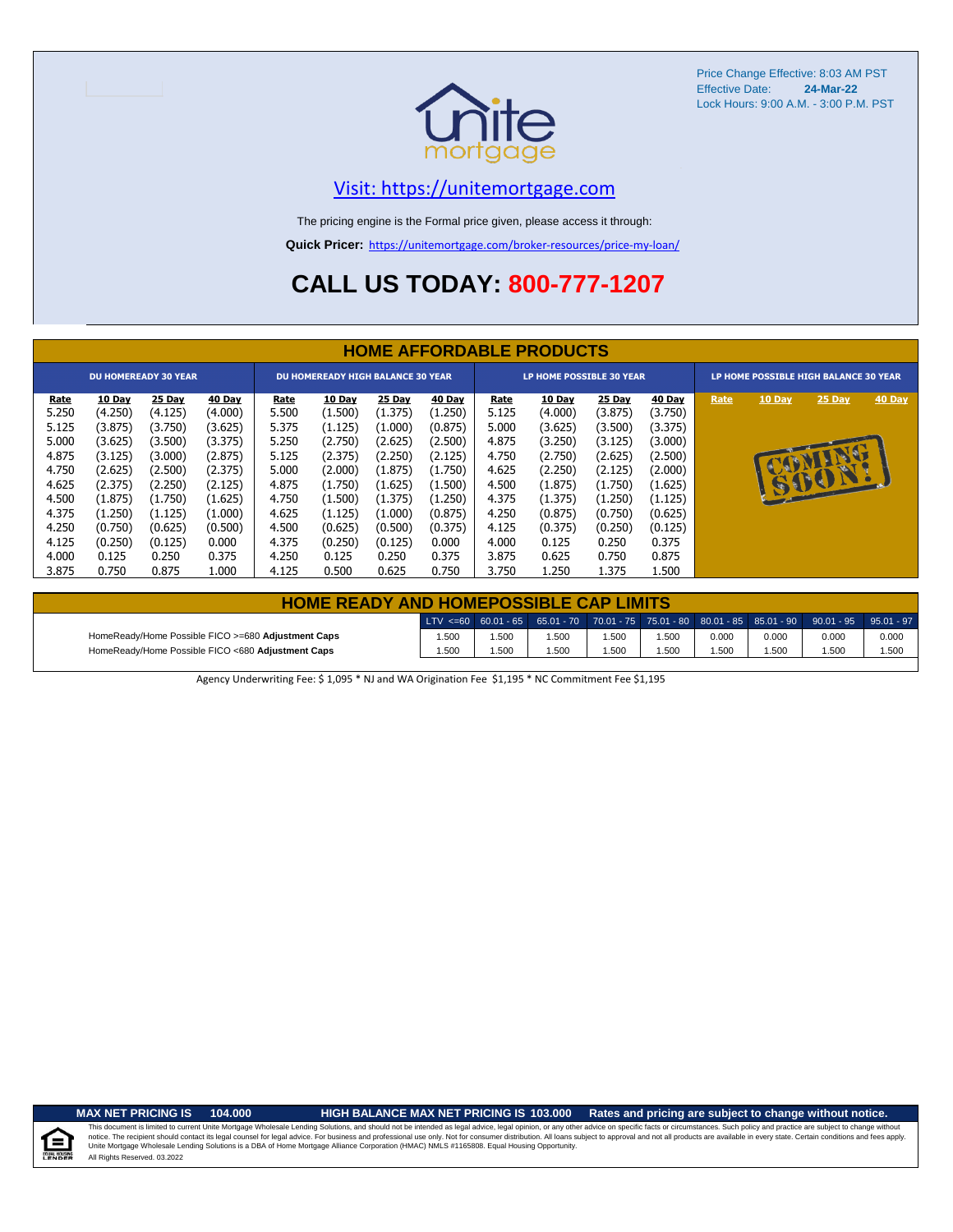Price Change Effective: 8:03 AM PST
Effective Date: **24-Mar-22**
Lock Hours: 9:00 A.M. - 3:00 P.M. PST

[Visit: https://unitemortgage.com](https://unitemortgage.com)

The pricing engine is the Formal price given, please access it through:

**Quick Pricer:** https://unitemortgage.com/broker-resources/price-my-loan/

# CALL US TODAY: 800-777-1207

## HOME AFFORDABLE PRODUCTS

| DU HOMEREADY 30 YEAR | | | | DU HOMEREADY HIGH BALANCE 30 YEAR | | | | LP HOME POSSIBLE 30 YEAR | | | | LP HOME POSSIBLE HIGH BALANCE 30 YEAR | | | |
|---|---|---|---|---|---|---|---|---|---|---|---|---|---|---|---|
| Rate | 10 Day | 25 Day | 40 Day | Rate | 10 Day | 25 Day | 40 Day | Rate | 10 Day | 25 Day | 40 Day | Rate | 10 Day | 25 Day | 40 Day |
| 5.250 | (4.250) | (4.125) | (4.000) | 5.500 | (1.500) | (1.375) | (1.250) | 5.125 | (4.000) | (3.875) | (3.750) | COMING SOON! | | | |
| 5.125 | (3.875) | (3.750) | (3.625) | 5.375 | (1.125) | (1.000) | (0.875) | 5.000 | (3.625) | (3.500) | (3.375) | | | | |
| 5.000 | (3.625) | (3.500) | (3.375) | 5.250 | (2.750) | (2.625) | (2.500) | 4.875 | (3.250) | (3.125) | (3.000) | | | | |
| 4.875 | (3.125) | (3.000) | (2.875) | 5.125 | (2.375) | (2.250) | (2.125) | 4.750 | (2.750) | (2.625) | (2.500) | | | | |
| 4.750 | (2.625) | (2.500) | (2.375) | 5.000 | (2.000) | (1.875) | (1.750) | 4.625 | (2.250) | (2.125) | (2.000) | | | | |
| 4.625 | (2.375) | (2.250) | (2.125) | 4.875 | (1.750) | (1.625) | (1.500) | 4.500 | (1.875) | (1.750) | (1.625) | | | | |
| 4.500 | (1.875) | (1.750) | (1.625) | 4.750 | (1.500) | (1.375) | (1.250) | 4.375 | (1.375) | (1.250) | (1.125) | | | | |
| 4.375 | (1.250) | (1.125) | (1.000) | 4.625 | (1.125) | (1.000) | (0.875) | 4.250 | (0.875) | (0.750) | (0.625) | | | | |
| 4.250 | (0.750) | (0.625) | (0.500) | 4.500 | (0.625) | (0.500) | (0.375) | 4.125 | (0.375) | (0.250) | (0.125) | | | | |
| 4.125 | (0.250) | (0.125) | 0.000 | 4.375 | (0.250) | (0.125) | 0.000 | 4.000 | 0.125 | 0.250 | 0.375 | | | | |
| 4.000 | 0.125 | 0.250 | 0.375 | 4.250 | 0.125 | 0.250 | 0.375 | 3.875 | 0.625 | 0.750 | 0.875 | | | | |
| 3.875 | 0.750 | 0.875 | 1.000 | 4.125 | 0.500 | 0.625 | 0.750 | 3.750 | 1.250 | 1.375 | 1.500 | | | | |

## HOME READY AND HOMEPOSSIBLE CAP LIMITS

| | LTV <=60 | 60.01 - 65 | 65.01 - 70 | 70.01 - 75 | 75.01 - 80 | 80.01 - 85 | 85.01 - 90 | 90.01 - 95 | 95.01 - 97 |
|---|---|---|---|---|---|---|---|---|---|
| HomeReady/Home Possible FICO >=680 **Adjustment Caps** | 1.500 | 1.500 | 1.500 | 1.500 | 1.500 | 0.000 | 0.000 | 0.000 | 0.000 |
| HomeReady/Home Possible FICO <680 **Adjustment Caps** | 1.500 | 1.500 | 1.500 | 1.500 | 1.500 | 1.500 | 1.500 | 1.500 | 1.500 |

Agency Underwriting Fee: $ 1,095 * NJ and WA Origination Fee $1,195 * NC Commitment Fee $1,195

**MAX NET PRICING IS 104.000** **HIGH BALANCE MAX NET PRICING IS 103.000** **Rates and pricing are subject to change without notice.**

This document is limited to current Unite Mortgage Wholesale Lending Solutions, and should not be intended as legal advice, legal opinion, or any other advice on specific facts or circumstances. Such policy and practice are subject to change without notice. The recipient should contact its legal counsel for legal advice. For business and professional use only. Not for consumer distribution. All loans subject to approval and not all products are available in every state. Certain conditions and fees apply. Unite Mortgage Wholesale Lending Solutions is a DBA of Home Mortgage Alliance Corporation (HMAC) NMLS #1165808. Equal Housing Opportunity.
All Rights Reserved. 03.2022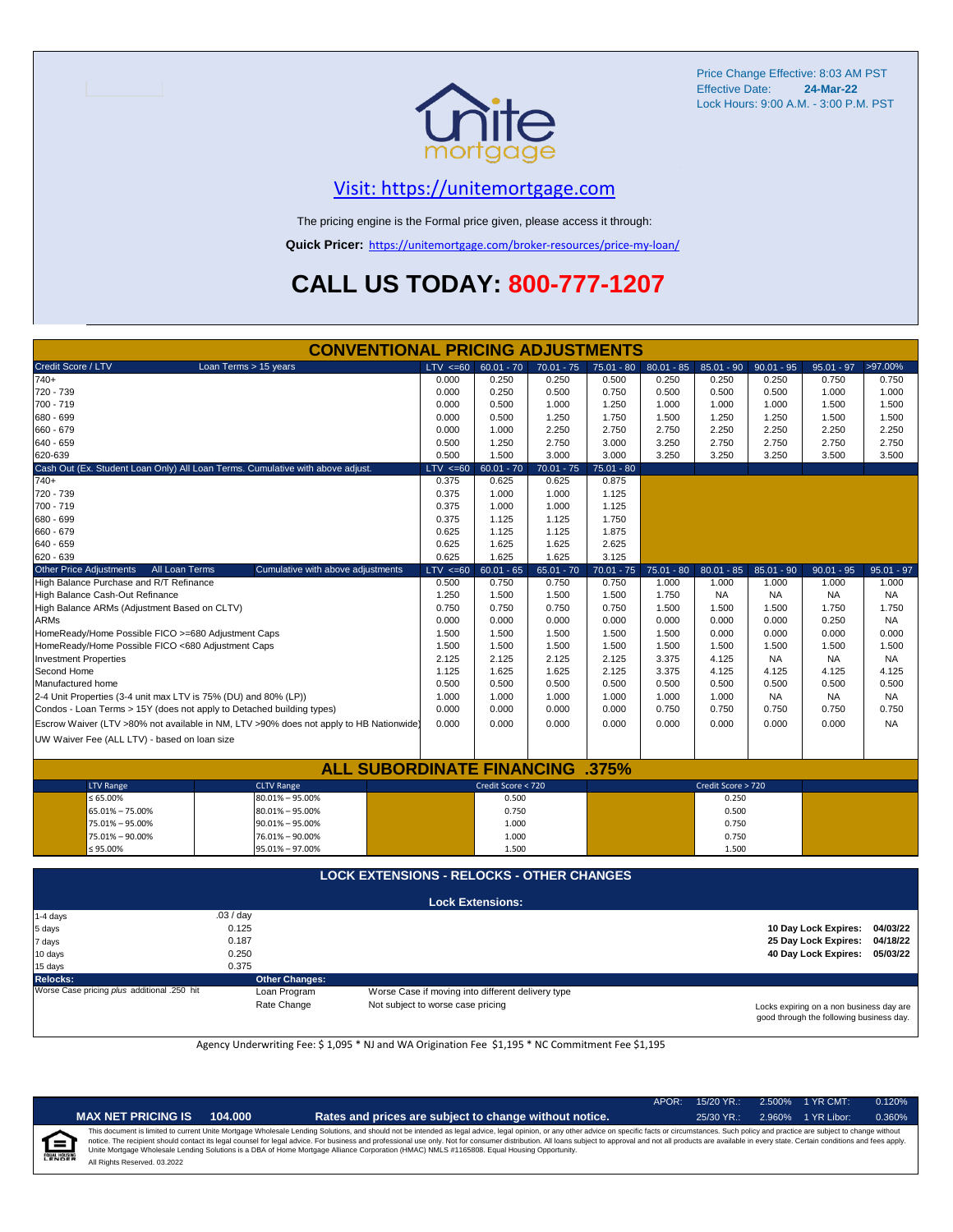Price Change Effective: 8:03 AM PST
Effective Date: **24-Mar-22**
Lock Hours: 9:00 A.M. - 3:00 P.M. PST

## Visit: https://unitemortgage.com

The pricing engine is the Formal price given, please access it through:

**Quick Pricer:** https://unitemortgage.com/broker-resources/price-my-loan/

# CALL US TODAY: 800-777-1207

## CONVENTIONAL PRICING ADJUSTMENTS

| Credit Score / LTV — Loan Terms > 15 years | LTV <=60 | 60.01 - 70 | 70.01 - 75 | 75.01 - 80 | 80.01 - 85 | 85.01 - 90 | 90.01 - 95 | 95.01 - 97 | >97.00% |
|---|---|---|---|---|---|---|---|---|---|
| 740+ | 0.000 | 0.250 | 0.250 | 0.500 | 0.250 | 0.250 | 0.250 | 0.750 | 0.750 |
| 720 - 739 | 0.000 | 0.250 | 0.500 | 0.750 | 0.500 | 0.500 | 0.500 | 1.000 | 1.000 |
| 700 - 719 | 0.000 | 0.500 | 1.000 | 1.250 | 1.000 | 1.000 | 1.000 | 1.500 | 1.500 |
| 680 - 699 | 0.000 | 0.500 | 1.250 | 1.750 | 1.500 | 1.250 | 1.250 | 1.500 | 1.500 |
| 660 - 679 | 0.000 | 1.000 | 2.250 | 2.750 | 2.750 | 2.250 | 2.250 | 2.250 | 2.250 |
| 640 - 659 | 0.500 | 1.250 | 2.750 | 3.000 | 3.250 | 2.750 | 2.750 | 2.750 | 2.750 |
| 620-639 | 0.500 | 1.500 | 3.000 | 3.000 | 3.250 | 3.250 | 3.250 | 3.500 | 3.500 |

| Cash Out (Ex. Student Loan Only) All Loan Terms. Cumulative with above adjust. | LTV <=60 | 60.01 - 70 | 70.01 - 75 | 75.01 - 80 |
|---|---|---|---|---|
| 740+ | 0.375 | 0.625 | 0.625 | 0.875 |
| 720 - 739 | 0.375 | 1.000 | 1.000 | 1.125 |
| 700 - 719 | 0.375 | 1.000 | 1.000 | 1.125 |
| 680 - 699 | 0.375 | 1.125 | 1.125 | 1.750 |
| 660 - 679 | 0.625 | 1.125 | 1.125 | 1.875 |
| 640 - 659 | 0.625 | 1.625 | 1.625 | 2.625 |
| 620 - 639 | 0.625 | 1.625 | 1.625 | 3.125 |

| Other Price Adjustments — All Loan Terms — Cumulative with above adjustments | LTV <=60 | 60.01 - 65 | 65.01 - 70 | 70.01 - 75 | 75.01 - 80 | 80.01 - 85 | 85.01 - 90 | 90.01 - 95 | 95.01 - 97 |
|---|---|---|---|---|---|---|---|---|---|
| High Balance Purchase and R/T Refinance | 0.500 | 0.750 | 0.750 | 0.750 | 1.000 | 1.000 | 1.000 | 1.000 | 1.000 |
| High Balance Cash-Out Refinance | 1.250 | 1.500 | 1.500 | 1.500 | 1.750 | NA | NA | NA | NA |
| High Balance ARMs (Adjustment Based on CLTV) | 0.750 | 0.750 | 0.750 | 0.750 | 1.500 | 1.500 | 1.500 | 1.750 | 1.750 |
| ARMs | 0.000 | 0.000 | 0.000 | 0.000 | 0.000 | 0.000 | 0.000 | 0.250 | NA |
| HomeReady/Home Possible FICO >=680 Adjustment Caps | 1.500 | 1.500 | 1.500 | 1.500 | 1.500 | 0.000 | 0.000 | 0.000 | 0.000 |
| HomeReady/Home Possible FICO <680 Adjustment Caps | 1.500 | 1.500 | 1.500 | 1.500 | 1.500 | 1.500 | 1.500 | 1.500 | 1.500 |
| Investment Properties | 2.125 | 2.125 | 2.125 | 2.125 | 3.375 | 4.125 | NA | NA | NA |
| Second Home | 1.125 | 1.625 | 1.625 | 2.125 | 3.375 | 4.125 | 4.125 | 4.125 | 4.125 |
| Manufactured home | 0.500 | 0.500 | 0.500 | 0.500 | 0.500 | 0.500 | 0.500 | 0.500 | 0.500 |
| 2-4 Unit Properties (3-4 unit max LTV is 75% (DU) and 80% (LP)) | 1.000 | 1.000 | 1.000 | 1.000 | 1.000 | 1.000 | NA | NA | NA |
| Condos - Loan Terms > 15Y (does not apply to Detached building types) | 0.000 | 0.000 | 0.000 | 0.000 | 0.750 | 0.750 | 0.750 | 0.750 | 0.750 |
| Escrow Waiver (LTV >80% not available in NM, LTV >90% does not apply to HB Nationwide) | 0.000 | 0.000 | 0.000 | 0.000 | 0.000 | 0.000 | 0.000 | 0.000 | NA |
| UW Waiver Fee (ALL LTV) - based on loan size | | | | | | | | | |

## ALL SUBORDINATE FINANCING .375%

| LTV Range | CLTV Range | Credit Score < 720 | Credit Score > 720 |
|---|---|---|---|
| ≤ 65.00% | 80.01% – 95.00% | 0.500 | 0.250 |
| 65.01% – 75.00% | 80.01% – 95.00% | 0.750 | 0.500 |
| 75.01% – 95.00% | 90.01% – 95.00% | 1.000 | 0.750 |
| 75.01% – 90.00% | 76.01% – 90.00% | 1.000 | 0.750 |
| ≤ 95.00% | 95.01% – 97.00% | 1.500 | 1.500 |

## LOCK EXTENSIONS - RELOCKS - OTHER CHANGES

### Lock Extensions:

| Days | Cost |
|---|---|
| 1-4 days | .03 / day |
| 5 days | 0.125 |
| 7 days | 0.187 |
| 10 days | 0.250 |
| 15 days | 0.375 |

| Lock | Expires |
|---|---|
| 10 Day Lock Expires: | 04/03/22 |
| 25 Day Lock Expires: | 04/18/22 |
| 40 Day Lock Expires: | 05/03/22 |

**Relocks:** Worse Case pricing *plus* additional .250 hit

**Other Changes:**

| Change | Policy |
|---|---|
| Loan Program | Worse Case if moving into different delivery type |
| Rate Change | Not subject to worse case pricing |

Locks expiring on a non business day are good through the following business day.

Agency Underwriting Fee: $ 1,095 * NJ and WA Origination Fee $1,195 * NC Commitment Fee $1,195

**MAX NET PRICING IS 104.000** — **Rates and prices are subject to change without notice.**

| APOR: | | | |
|---|---|---|---|
| 15/20 YR.: | 2.500% | 1 YR CMT: | 0.120% |
| 25/30 YR.: | 2.960% | 1 YR Libor: | 0.360% |

This document is limited to current Unite Mortgage Wholesale Lending Solutions, and should not be intended as legal advice, legal opinion, or any other advice on specific facts or circumstances. Such policy and practice are subject to change without notice. The recipient should contact its legal counsel for legal advice. For business and professional use only. Not for consumer distribution. All loans subject to approval and not all products are available in every state. Certain conditions and fees apply. Unite Mortgage Wholesale Lending Solutions is a DBA of Home Mortgage Alliance Corporation (HMAC) NMLS #1165808. Equal Housing Opportunity.

All Rights Reserved. 03.2022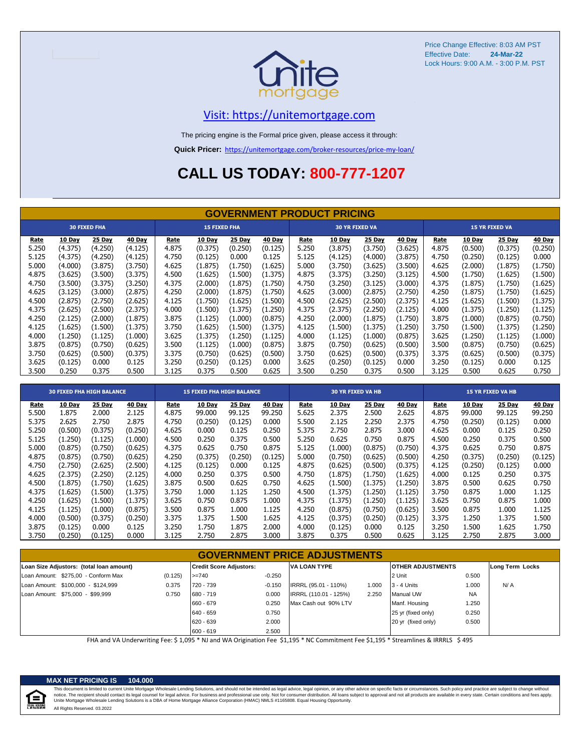Price Change Effective: 8:03 AM PST
Effective Date: **24-Mar-22**
Lock Hours: 9:00 A.M. - 3:00 P.M. PST

Visit: https://unitemortgage.com

The pricing engine is the Formal price given, please access it through:

**Quick Pricer:** https://unitemortgage.com/broker-resources/price-my-loan/

# CALL US TODAY: 800-777-1207

## GOVERNMENT PRODUCT PRICING

| 30 FIXED FHA | | | | 15 FIXED FHA | | | | 30 YR FIXED VA | | | | 15 YR FIXED VA | | | |
|---|---|---|---|---|---|---|---|---|---|---|---|---|---|---|---|
| Rate | 10 Day | 25 Day | 40 Day | Rate | 10 Day | 25 Day | 40 Day | Rate | 10 Day | 25 Day | 40 Day | Rate | 10 Day | 25 Day | 40 Day |
| 5.250 | (4.375) | (4.250) | (4.125) | 4.875 | (0.375) | (0.250) | (0.125) | 5.250 | (3.875) | (3.750) | (3.625) | 4.875 | (0.500) | (0.375) | (0.250) |
| 5.125 | (4.375) | (4.250) | (4.125) | 4.750 | (0.125) | 0.000 | 0.125 | 5.125 | (4.125) | (4.000) | (3.875) | 4.750 | (0.250) | (0.125) | 0.000 |
| 5.000 | (4.000) | (3.875) | (3.750) | 4.625 | (1.875) | (1.750) | (1.625) | 5.000 | (3.750) | (3.625) | (3.500) | 4.625 | (2.000) | (1.875) | (1.750) |
| 4.875 | (3.625) | (3.500) | (3.375) | 4.500 | (1.625) | (1.500) | (1.375) | 4.875 | (3.375) | (3.250) | (3.125) | 4.500 | (1.750) | (1.625) | (1.500) |
| 4.750 | (3.500) | (3.375) | (3.250) | 4.375 | (2.000) | (1.875) | (1.750) | 4.750 | (3.250) | (3.125) | (3.000) | 4.375 | (1.875) | (1.750) | (1.625) |
| 4.625 | (3.125) | (3.000) | (2.875) | 4.250 | (2.000) | (1.875) | (1.750) | 4.625 | (3.000) | (2.875) | (2.750) | 4.250 | (1.875) | (1.750) | (1.625) |
| 4.500 | (2.875) | (2.750) | (2.625) | 4.125 | (1.750) | (1.625) | (1.500) | 4.500 | (2.625) | (2.500) | (2.375) | 4.125 | (1.625) | (1.500) | (1.375) |
| 4.375 | (2.625) | (2.500) | (2.375) | 4.000 | (1.500) | (1.375) | (1.250) | 4.375 | (2.375) | (2.250) | (2.125) | 4.000 | (1.375) | (1.250) | (1.125) |
| 4.250 | (2.125) | (2.000) | (1.875) | 3.875 | (1.125) | (1.000) | (0.875) | 4.250 | (2.000) | (1.875) | (1.750) | 3.875 | (1.000) | (0.875) | (0.750) |
| 4.125 | (1.625) | (1.500) | (1.375) | 3.750 | (1.625) | (1.500) | (1.375) | 4.125 | (1.500) | (1.375) | (1.250) | 3.750 | (1.500) | (1.375) | (1.250) |
| 4.000 | (1.250) | (1.125) | (1.000) | 3.625 | (1.375) | (1.250) | (1.125) | 4.000 | (1.125) | (1.000) | (0.875) | 3.625 | (1.250) | (1.125) | (1.000) |
| 3.875 | (0.875) | (0.750) | (0.625) | 3.500 | (1.125) | (1.000) | (0.875) | 3.875 | (0.750) | (0.625) | (0.500) | 3.500 | (0.875) | (0.750) | (0.625) |
| 3.750 | (0.625) | (0.500) | (0.375) | 3.375 | (0.750) | (0.625) | (0.500) | 3.750 | (0.625) | (0.500) | (0.375) | 3.375 | (0.625) | (0.500) | (0.375) |
| 3.625 | (0.125) | 0.000 | 0.125 | 3.250 | (0.250) | (0.125) | 0.000 | 3.625 | (0.250) | (0.125) | 0.000 | 3.250 | (0.125) | 0.000 | 0.125 |
| 3.500 | 0.250 | 0.375 | 0.500 | 3.125 | 0.375 | 0.500 | 0.625 | 3.500 | 0.250 | 0.375 | 0.500 | 3.125 | 0.500 | 0.625 | 0.750 |

| 30 FIXED FHA HIGH BALANCE | | | | 15 FIXED FHA HIGH BALANCE | | | | 30 YR FIXED VA HB | | | | 15 YR FIXED VA HB | | | |
|---|---|---|---|---|---|---|---|---|---|---|---|---|---|---|---|
| Rate | 10 Day | 25 Day | 40 Day | Rate | 10 Day | 25 Day | 40 Day | Rate | 10 Day | 25 Day | 40 Day | Rate | 10 Day | 25 Day | 40 Day |
| 5.500 | 1.875 | 2.000 | 2.125 | 4.875 | 99.000 | 99.125 | 99.250 | 5.625 | 2.375 | 2.500 | 2.625 | 4.875 | 99.000 | 99.125 | 99.250 |
| 5.375 | 2.625 | 2.750 | 2.875 | 4.750 | (0.250) | (0.125) | 0.000 | 5.500 | 2.125 | 2.250 | 2.375 | 4.750 | (0.250) | (0.125) | 0.000 |
| 5.250 | (0.500) | (0.375) | (0.250) | 4.625 | 0.000 | 0.125 | 0.250 | 5.375 | 2.750 | 2.875 | 3.000 | 4.625 | 0.000 | 0.125 | 0.250 |
| 5.125 | (1.250) | (1.125) | (1.000) | 4.500 | 0.250 | 0.375 | 0.500 | 5.250 | 0.625 | 0.750 | 0.875 | 4.500 | 0.250 | 0.375 | 0.500 |
| 5.000 | (0.875) | (0.750) | (0.625) | 4.375 | 0.625 | 0.750 | 0.875 | 5.125 | (1.000) | (0.875) | (0.750) | 4.375 | 0.625 | 0.750 | 0.875 |
| 4.875 | (0.875) | (0.750) | (0.625) | 4.250 | (0.375) | (0.250) | (0.125) | 5.000 | (0.750) | (0.625) | (0.500) | 4.250 | (0.375) | (0.250) | (0.125) |
| 4.750 | (2.750) | (2.625) | (2.500) | 4.125 | (0.125) | 0.000 | 0.125 | 4.875 | (0.625) | (0.500) | (0.375) | 4.125 | (0.250) | (0.125) | 0.000 |
| 4.625 | (2.375) | (2.250) | (2.125) | 4.000 | 0.250 | 0.375 | 0.500 | 4.750 | (1.875) | (1.750) | (1.625) | 4.000 | 0.125 | 0.250 | 0.375 |
| 4.500 | (1.875) | (1.750) | (1.625) | 3.875 | 0.500 | 0.625 | 0.750 | 4.625 | (1.500) | (1.375) | (1.250) | 3.875 | 0.500 | 0.625 | 0.750 |
| 4.375 | (1.625) | (1.500) | (1.375) | 3.750 | 1.000 | 1.125 | 1.250 | 4.500 | (1.375) | (1.250) | (1.125) | 3.750 | 0.875 | 1.000 | 1.125 |
| 4.250 | (1.625) | (1.500) | (1.375) | 3.625 | 0.750 | 0.875 | 1.000 | 4.375 | (1.375) | (1.250) | (1.125) | 3.625 | 0.750 | 0.875 | 1.000 |
| 4.125 | (1.125) | (1.000) | (0.875) | 3.500 | 0.875 | 1.000 | 1.125 | 4.250 | (0.875) | (0.750) | (0.625) | 3.500 | 0.875 | 1.000 | 1.125 |
| 4.000 | (0.500) | (0.375) | (0.250) | 3.375 | 1.375 | 1.500 | 1.625 | 4.125 | (0.375) | (0.250) | (0.125) | 3.375 | 1.250 | 1.375 | 1.500 |
| 3.875 | (0.125) | 0.000 | 0.125 | 3.250 | 1.750 | 1.875 | 2.000 | 4.000 | (0.125) | 0.000 | 0.125 | 3.250 | 1.500 | 1.625 | 1.750 |
| 3.750 | (0.250) | (0.125) | 0.000 | 3.125 | 2.750 | 2.875 | 3.000 | 3.875 | 0.375 | 0.500 | 0.625 | 3.125 | 2.750 | 2.875 | 3.000 |

## GOVERNMENT PRICE ADJUSTMENTS

| Loan Size Adjustors: (total loan amount) | | Credit Score Adjustors: | | VA LOAN TYPE | | OTHER ADJUSTMENTS | | Long Term Locks |
|---|---|---|---|---|---|---|---|---|
| Loan Amount: $275,000 - Conform Max | (0.125) | >=740 | -0.250 | | | 2 Unit | 0.500 | |
| Loan Amount: $100,000 - $124,999 | 0.375 | 720 - 739 | -0.150 | IRRRL (95.01 - 110%) | 1.000 | 3 - 4 Units | 1.000 | N/ A |
| Loan Amount: $75,000 - $99,999 | 0.750 | 680 - 719 | 0.000 | IRRRL (110.01 - 125%) | 2.250 | Manual UW | NA | |
| | | 660 - 679 | 0.250 | Max Cash out 90% LTV | | Manf. Housing | 1.250 | |
| | | 640 - 659 | 0.750 | | | 25 yr (fixed only) | 0.250 | |
| | | 620 - 639 | 2.000 | | | 20 yr (fixed only) | 0.500 | |
| | | 600 - 619 | 2.500 | | | | | |

FHA and VA Underwriting Fee: $ 1,095 * NJ and WA Origination Fee $1,195 * NC Commitment Fee $1,195 * Streamlines & IRRRLS $ 495

**MAX NET PRICING IS 104.000**

This document is limited to current Unite Mortgage Wholesale Lending Solutions, and should not be intended as legal advice, legal opinion, or any other advice on specific facts or circumstances. Such policy and practice are subject to change without notice. The recipient should contact its legal counsel for legal advice. For business and professional use only. Not for consumer distribution. All loans subject to approval and not all products are available in every state. Certain conditions and fees apply. Unite Mortgage Wholesale Lending Solutions is a DBA of Home Mortgage Alliance Corporation (HMAC) NMLS #1165808. Equal Housing Opportunity.

All Rights Reserved. 03.2022